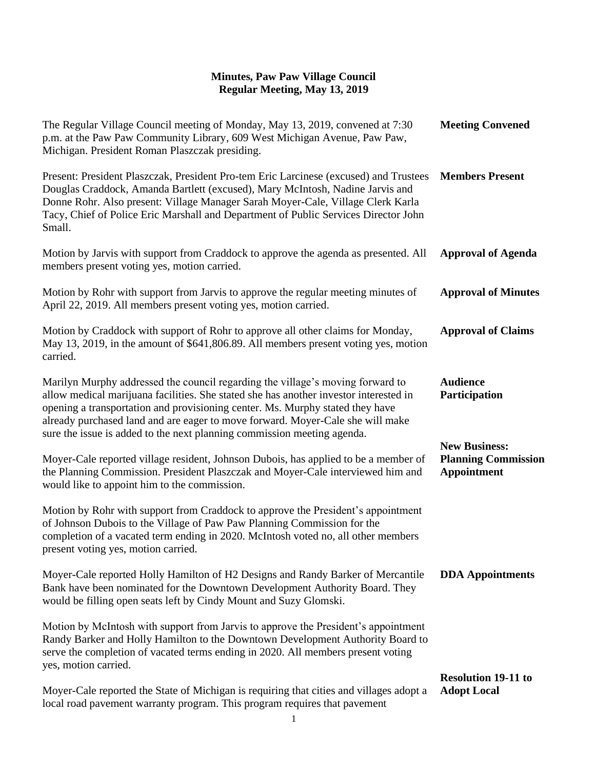# Minutes, Paw Paw Village Council
## Regular Meeting, May 13, 2019

**Meeting Convened**

The Regular Village Council meeting of Monday, May 13, 2019, convened at 7:30 p.m. at the Paw Paw Community Library, 609 West Michigan Avenue, Paw Paw, Michigan. President Roman Plaszczak presiding.

**Members Present**

Present: President Plaszczak, President Pro-tem Eric Larcinese (excused) and Trustees Douglas Craddock, Amanda Bartlett (excused), Mary McIntosh, Nadine Jarvis and Donne Rohr. Also present: Village Manager Sarah Moyer-Cale, Village Clerk Karla Tacy, Chief of Police Eric Marshall and Department of Public Services Director John Small.

**Approval of Agenda**

Motion by Jarvis with support from Craddock to approve the agenda as presented. All members present voting yes, motion carried.

**Approval of Minutes**

Motion by Rohr with support from Jarvis to approve the regular meeting minutes of April 22, 2019. All members present voting yes, motion carried.

**Approval of Claims**

Motion by Craddock with support of Rohr to approve all other claims for Monday, May 13, 2019, in the amount of $641,806.89. All members present voting yes, motion carried.

**Audience Participation**

Marilyn Murphy addressed the council regarding the village's moving forward to allow medical marijuana facilities. She stated she has another investor interested in opening a transportation and provisioning center. Ms. Murphy stated they have already purchased land and are eager to move forward. Moyer-Cale she will make sure the issue is added to the next planning commission meeting agenda.

**New Business: Planning Commission Appointment**

Moyer-Cale reported village resident, Johnson Dubois, has applied to be a member of the Planning Commission. President Plaszczak and Moyer-Cale interviewed him and would like to appoint him to the commission.

Motion by Rohr with support from Craddock to approve the President's appointment of Johnson Dubois to the Village of Paw Paw Planning Commission for the completion of a vacated term ending in 2020. McIntosh voted no, all other members present voting yes, motion carried.

**DDA Appointments**

Moyer-Cale reported Holly Hamilton of H2 Designs and Randy Barker of Mercantile Bank have been nominated for the Downtown Development Authority Board. They would be filling open seats left by Cindy Mount and Suzy Glomski.

Motion by McIntosh with support from Jarvis to approve the President's appointment Randy Barker and Holly Hamilton to the Downtown Development Authority Board to serve the completion of vacated terms ending in 2020. All members present voting yes, motion carried.

**Resolution 19-11 to Adopt Local**

Moyer-Cale reported the State of Michigan is requiring that cities and villages adopt a local road pavement warranty program. This program requires that pavement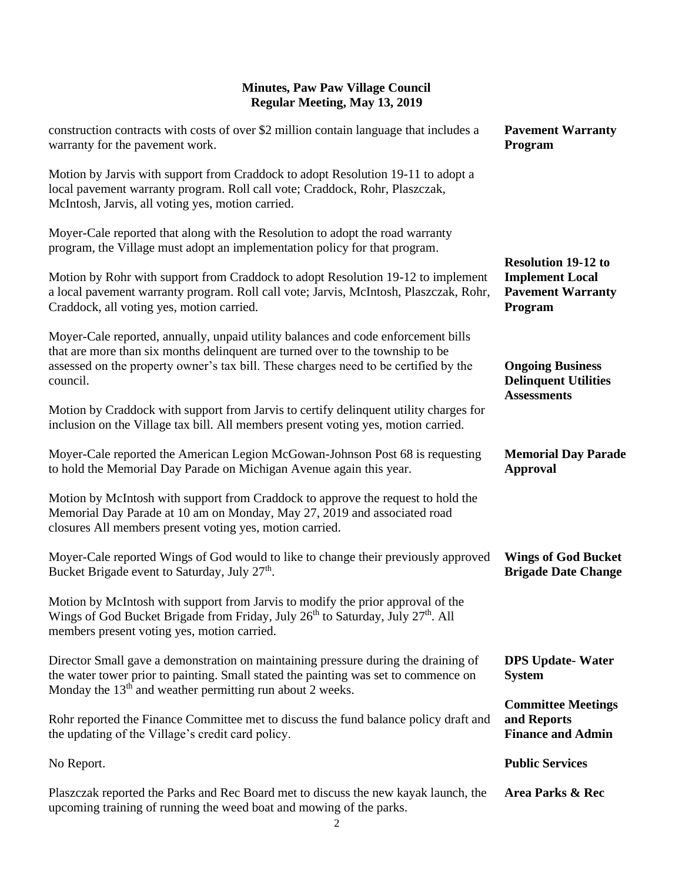# Minutes, Paw Paw Village Council
## Regular Meeting, May 13, 2019

construction contracts with costs of over $2 million contain language that includes a warranty for the pavement work.

**Pavement Warranty Program**

Motion by Jarvis with support from Craddock to adopt Resolution 19-11 to adopt a local pavement warranty program. Roll call vote; Craddock, Rohr, Plaszczak, McIntosh, Jarvis, all voting yes, motion carried.

Moyer-Cale reported that along with the Resolution to adopt the road warranty program, the Village must adopt an implementation policy for that program.

**Resolution 19-12 to Implement Local Pavement Warranty Program**

Motion by Rohr with support from Craddock to adopt Resolution 19-12 to implement a local pavement warranty program. Roll call vote; Jarvis, McIntosh, Plaszczak, Rohr, Craddock, all voting yes, motion carried.

**Ongoing Business Delinquent Utilities Assessments**

Moyer-Cale reported, annually, unpaid utility balances and code enforcement bills that are more than six months delinquent are turned over to the township to be assessed on the property owner's tax bill. These charges need to be certified by the council.

Motion by Craddock with support from Jarvis to certify delinquent utility charges for inclusion on the Village tax bill. All members present voting yes, motion carried.

**Memorial Day Parade Approval**

Moyer-Cale reported the American Legion McGowan-Johnson Post 68 is requesting to hold the Memorial Day Parade on Michigan Avenue again this year.

Motion by McIntosh with support from Craddock to approve the request to hold the Memorial Day Parade at 10 am on Monday, May 27, 2019 and associated road closures All members present voting yes, motion carried.

**Wings of God Bucket Brigade Date Change**

Moyer-Cale reported Wings of God would to like to change their previously approved Bucket Brigade event to Saturday, July 27th.

Motion by McIntosh with support from Jarvis to modify the prior approval of the Wings of God Bucket Brigade from Friday, July 26th to Saturday, July 27th. All members present voting yes, motion carried.

**DPS Update- Water System**

Director Small gave a demonstration on maintaining pressure during the draining of the water tower prior to painting. Small stated the painting was set to commence on Monday the 13th and weather permitting run about 2 weeks.

**Committee Meetings and Reports Finance and Admin**

Rohr reported the Finance Committee met to discuss the fund balance policy draft and the updating of the Village's credit card policy.

**Public Services**

No Report.

**Area Parks & Rec**

Plaszczak reported the Parks and Rec Board met to discuss the new kayak launch, the upcoming training of running the weed boat and mowing of the parks.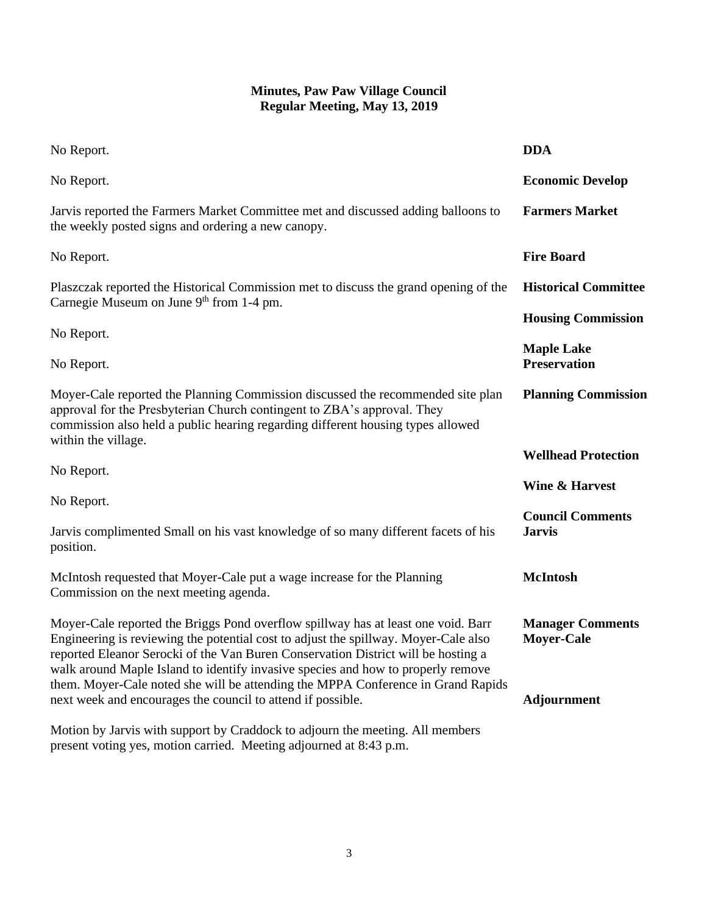# Minutes, Paw Paw Village Council
## Regular Meeting, May 13, 2019

**DDA**

No Report.

**Economic Develop**

No Report.

**Farmers Market**

Jarvis reported the Farmers Market Committee met and discussed adding balloons to the weekly posted signs and ordering a new canopy.

**Fire Board**

No Report.

**Historical Committee**

Plaszczak reported the Historical Commission met to discuss the grand opening of the Carnegie Museum on June 9th from 1-4 pm.

**Housing Commission**

No Report.

**Maple Lake Preservation**

No Report.

**Planning Commission**

Moyer-Cale reported the Planning Commission discussed the recommended site plan approval for the Presbyterian Church contingent to ZBA's approval. They commission also held a public hearing regarding different housing types allowed within the village.

**Wellhead Protection**

No Report.

**Wine & Harvest**

No Report.

**Council Comments**

**Jarvis**

Jarvis complimented Small on his vast knowledge of so many different facets of his position.

**McIntosh**

McIntosh requested that Moyer-Cale put a wage increase for the Planning Commission on the next meeting agenda.

**Manager Comments**

**Moyer-Cale**

Moyer-Cale reported the Briggs Pond overflow spillway has at least one void. Barr Engineering is reviewing the potential cost to adjust the spillway. Moyer-Cale also reported Eleanor Serocki of the Van Buren Conservation District will be hosting a walk around Maple Island to identify invasive species and how to properly remove them. Moyer-Cale noted she will be attending the MPPA Conference in Grand Rapids next week and encourages the council to attend if possible.

**Adjournment**

Motion by Jarvis with support by Craddock to adjourn the meeting. All members present voting yes, motion carried. Meeting adjourned at 8:43 p.m.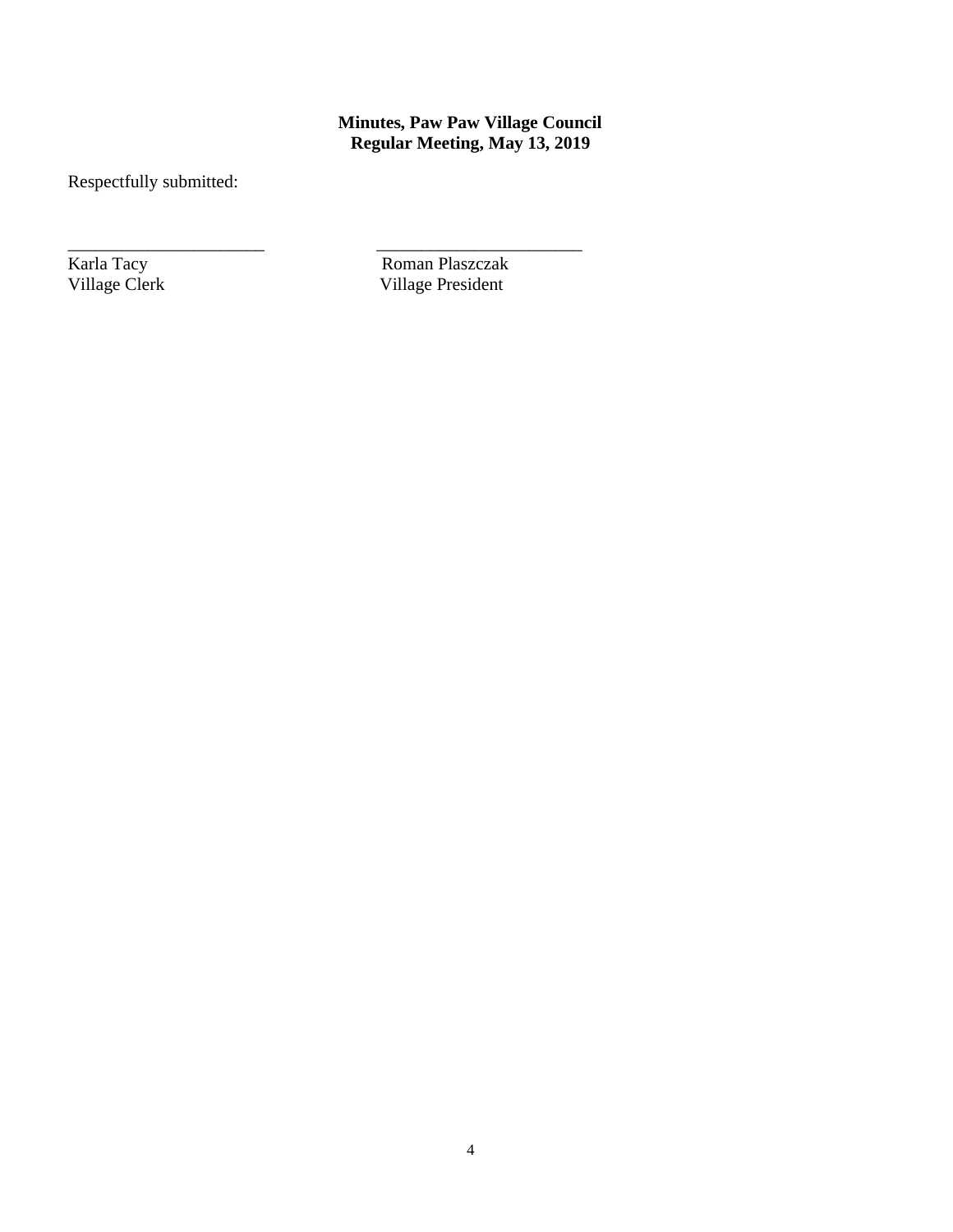**Minutes, Paw Paw Village Council**
**Regular Meeting, May 13, 2019**

Respectfully submitted:

| | |
|---|---|
| ______________________ | _______________________ |
| Karla Tacy | Roman Plaszczak |
| Village Clerk | Village President |